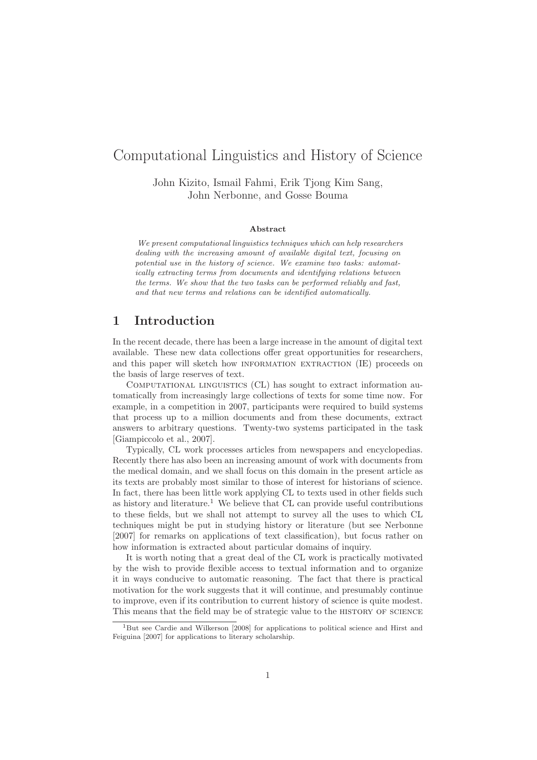# Computational Linguistics and History of Science

John Kizito, Ismail Fahmi, Erik Tjong Kim Sang, John Nerbonne, and Gosse Bouma

**Abstract**

*We present computational linguistics techniques which can help researchers dealing with the increasing amount of available digital text, focusing on potential use in the history of science. We examine two tasks: automatically extracting terms from documents and identifying relations between the terms. We show that the two tasks can be performed reliably and fast, and that new terms and relations can be identified automatically.*

## 1 Introduction

In the recent decade, there has been a large increase in the amount of digital text available. These new data collections offer great opportunities for researchers, and this paper will sketch how INFORMATION EXTRACTION (IE) proceeds on the basis of large reserves of text.

COMPUTATIONAL LINGUISTICS (CL) has sought to extract information automatically from increasingly large collections of texts for some time now. For example, in a competition in 2007, participants were required to build systems that process up to a million documents and from these documents, extract answers to arbitrary questions. Twenty-two systems participated in the task [Giampiccolo et al., 2007].

Typically, CL work processes articles from newspapers and encyclopedias. Recently there has also been an increasing amount of work with documents from the medical domain, and we shall focus on this domain in the present article as its texts are probably most similar to those of interest for historians of science. In fact, there has been little work applying CL to texts used in other fields such as history and literature.[1] We believe that CL can provide useful contributions to these fields, but we shall not attempt to survey all the uses to which CL techniques might be put in studying history or literature (but see Nerbonne [2007] for remarks on applications of text classification), but focus rather on how information is extracted about particular domains of inquiry.

It is worth noting that a great deal of the CL work is practically motivated by the wish to provide flexible access to textual information and to organize it in ways conducive to automatic reasoning. The fact that there is practical motivation for the work suggests that it will continue, and presumably continue to improve, even if its contribution to current history of science is quite modest. This means that the field may be of strategic value to the HISTORY OF SCIENCE

[1] But see Cardie and Wilkerson [2008] for applications to political science and Hirst and Feiguina [2007] for applications to literary scholarship.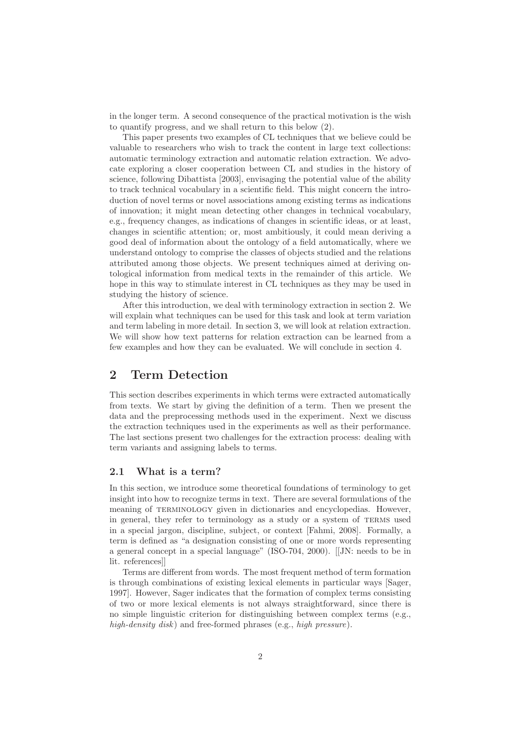in the longer term. A second consequence of the practical motivation is the wish to quantify progress, and we shall return to this below (2).

This paper presents two examples of CL techniques that we believe could be valuable to researchers who wish to track the content in large text collections: automatic terminology extraction and automatic relation extraction. We advocate exploring a closer cooperation between CL and studies in the history of science, following Dibattista [2003], envisaging the potential value of the ability to track technical vocabulary in a scientific field. This might concern the introduction of novel terms or novel associations among existing terms as indications of innovation; it might mean detecting other changes in technical vocabulary, e.g., frequency changes, as indications of changes in scientific ideas, or at least, changes in scientific attention; or, most ambitiously, it could mean deriving a good deal of information about the ontology of a field automatically, where we understand ontology to comprise the classes of objects studied and the relations attributed among those objects. We present techniques aimed at deriving ontological information from medical texts in the remainder of this article. We hope in this way to stimulate interest in CL techniques as they may be used in studying the history of science.

After this introduction, we deal with terminology extraction in section 2. We will explain what techniques can be used for this task and look at term variation and term labeling in more detail. In section 3, we will look at relation extraction. We will show how text patterns for relation extraction can be learned from a few examples and how they can be evaluated. We will conclude in section 4.

## 2 Term Detection

This section describes experiments in which terms were extracted automatically from texts. We start by giving the definition of a term. Then we present the data and the preprocessing methods used in the experiment. Next we discuss the extraction techniques used in the experiments as well as their performance. The last sections present two challenges for the extraction process: dealing with term variants and assigning labels to terms.

### 2.1 What is a term?

In this section, we introduce some theoretical foundations of terminology to get insight into how to recognize terms in text. There are several formulations of the meaning of TERMINOLOGY given in dictionaries and encyclopedias. However, in general, they refer to terminology as a study or a system of TERMS used in a special jargon, discipline, subject, or context [Fahmi, 2008]. Formally, a term is defined as "a designation consisting of one or more words representing a general concept in a special language" (ISO-704, 2000). [[JN: needs to be in lit. references]]

Terms are different from words. The most frequent method of term formation is through combinations of existing lexical elements in particular ways [Sager, 1997]. However, Sager indicates that the formation of complex terms consisting of two or more lexical elements is not always straightforward, since there is no simple linguistic criterion for distinguishing between complex terms (e.g., *high-density disk*) and free-formed phrases (e.g., *high pressure*).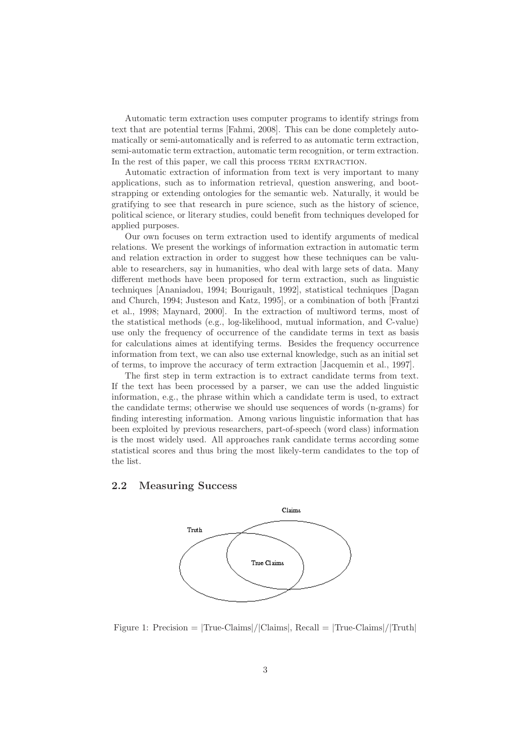Automatic term extraction uses computer programs to identify strings from text that are potential terms [Fahmi, 2008]. This can be done completely automatically or semi-automatically and is referred to as automatic term extraction, semi-automatic term extraction, automatic term recognition, or term extraction. In the rest of this paper, we call this process TERM EXTRACTION.

Automatic extraction of information from text is very important to many applications, such as to information retrieval, question answering, and bootstrapping or extending ontologies for the semantic web. Naturally, it would be gratifying to see that research in pure science, such as the history of science, political science, or literary studies, could benefit from techniques developed for applied purposes.

Our own focuses on term extraction used to identify arguments of medical relations. We present the workings of information extraction in automatic term and relation extraction in order to suggest how these techniques can be valuable to researchers, say in humanities, who deal with large sets of data. Many different methods have been proposed for term extraction, such as linguistic techniques [Ananiadou, 1994; Bourigault, 1992], statistical techniques [Dagan and Church, 1994; Justeson and Katz, 1995], or a combination of both [Frantzi et al., 1998; Maynard, 2000]. In the extraction of multiword terms, most of the statistical methods (e.g., log-likelihood, mutual information, and C-value) use only the frequency of occurrence of the candidate terms in text as basis for calculations aimes at identifying terms. Besides the frequency occurrence information from text, we can also use external knowledge, such as an initial set of terms, to improve the accuracy of term extraction [Jacquemin et al., 1997].

The first step in term extraction is to extract candidate terms from text. If the text has been processed by a parser, we can use the added linguistic information, e.g., the phrase within which a candidate term is used, to extract the candidate terms; otherwise we should use sequences of words (n-grams) for finding interesting information. Among various linguistic information that has been exploited by previous researchers, part-of-speech (word class) information is the most widely used. All approaches rank candidate terms according some statistical scores and thus bring the most likely-term candidates to the top of the list.

## 2.2 Measuring Success

Claims

Truth

True Claims

Figure 1: Precision = |True-Claims|/|Claims|, Recall = |True-Claims|/|Truth|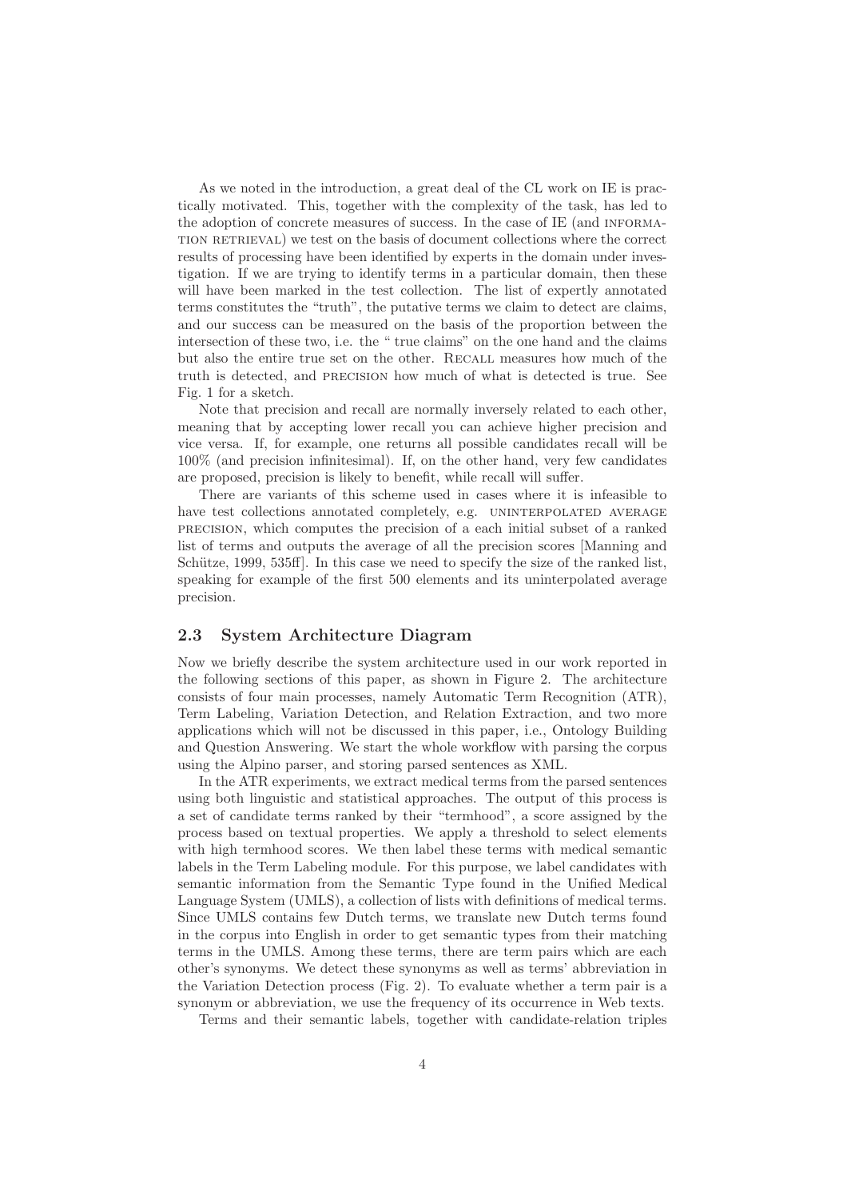As we noted in the introduction, a great deal of the CL work on IE is practically motivated. This, together with the complexity of the task, has led to the adoption of concrete measures of success. In the case of IE (and INFORMATION RETRIEVAL) we test on the basis of document collections where the correct results of processing have been identified by experts in the domain under investigation. If we are trying to identify terms in a particular domain, then these will have been marked in the test collection. The list of expertly annotated terms constitutes the "truth", the putative terms we claim to detect are claims, and our success can be measured on the basis of the proportion between the intersection of these two, i.e. the " true claims" on the one hand and the claims but also the entire true set on the other. RECALL measures how much of the truth is detected, and PRECISION how much of what is detected is true. See Fig. 1 for a sketch.

Note that precision and recall are normally inversely related to each other, meaning that by accepting lower recall you can achieve higher precision and vice versa. If, for example, one returns all possible candidates recall will be 100% (and precision infinitesimal). If, on the other hand, very few candidates are proposed, precision is likely to benefit, while recall will suffer.

There are variants of this scheme used in cases where it is infeasible to have test collections annotated completely, e.g. UNINTERPOLATED AVERAGE PRECISION, which computes the precision of a each initial subset of a ranked list of terms and outputs the average of all the precision scores [Manning and Schütze, 1999, 535ff]. In this case we need to specify the size of the ranked list, speaking for example of the first 500 elements and its uninterpolated average precision.

## 2.3 System Architecture Diagram

Now we briefly describe the system architecture used in our work reported in the following sections of this paper, as shown in Figure 2. The architecture consists of four main processes, namely Automatic Term Recognition (ATR), Term Labeling, Variation Detection, and Relation Extraction, and two more applications which will not be discussed in this paper, i.e., Ontology Building and Question Answering. We start the whole workflow with parsing the corpus using the Alpino parser, and storing parsed sentences as XML.

In the ATR experiments, we extract medical terms from the parsed sentences using both linguistic and statistical approaches. The output of this process is a set of candidate terms ranked by their "termhood", a score assigned by the process based on textual properties. We apply a threshold to select elements with high termhood scores. We then label these terms with medical semantic labels in the Term Labeling module. For this purpose, we label candidates with semantic information from the Semantic Type found in the Unified Medical Language System (UMLS), a collection of lists with definitions of medical terms. Since UMLS contains few Dutch terms, we translate new Dutch terms found in the corpus into English in order to get semantic types from their matching terms in the UMLS. Among these terms, there are term pairs which are each other's synonyms. We detect these synonyms as well as terms' abbreviation in the Variation Detection process (Fig. 2). To evaluate whether a term pair is a synonym or abbreviation, we use the frequency of its occurrence in Web texts.

Terms and their semantic labels, together with candidate-relation triples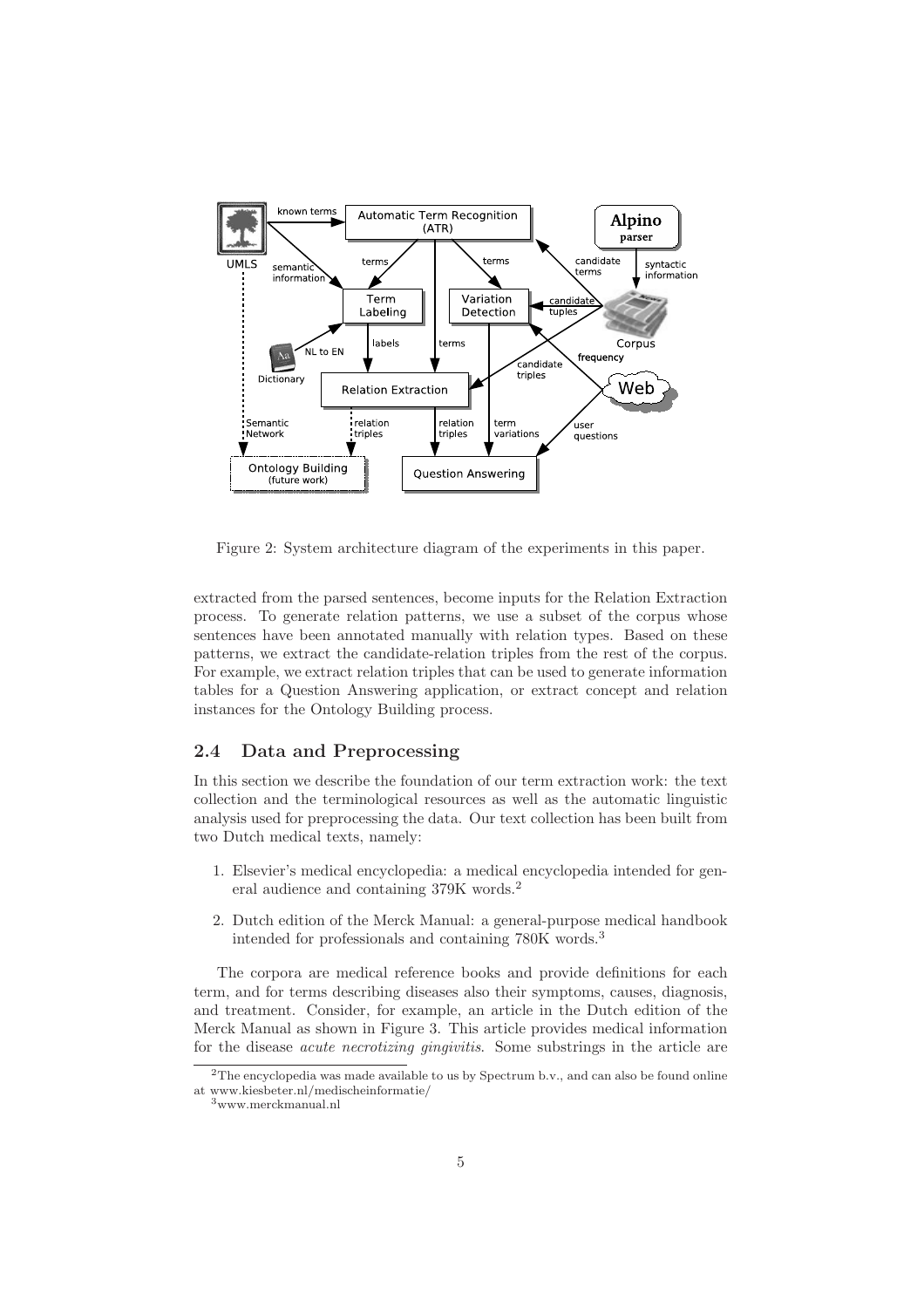Figure 2: System architecture diagram of the experiments in this paper.

extracted from the parsed sentences, become inputs for the Relation Extraction process. To generate relation patterns, we use a subset of the corpus whose sentences have been annotated manually with relation types. Based on these patterns, we extract the candidate-relation triples from the rest of the corpus. For example, we extract relation triples that can be used to generate information tables for a Question Answering application, or extract concept and relation instances for the Ontology Building process.

## 2.4 Data and Preprocessing

In this section we describe the foundation of our term extraction work: the text collection and the terminological resources as well as the automatic linguistic analysis used for preprocessing the data. Our text collection has been built from two Dutch medical texts, namely:

1. Elsevier's medical encyclopedia: a medical encyclopedia intended for general audience and containing 379K words.[2]
2. Dutch edition of the Merck Manual: a general-purpose medical handbook intended for professionals and containing 780K words.[3]

The corpora are medical reference books and provide definitions for each term, and for terms describing diseases also their symptoms, causes, diagnosis, and treatment. Consider, for example, an article in the Dutch edition of the Merck Manual as shown in Figure 3. This article provides medical information for the disease *acute necrotizing gingivitis*. Some substrings in the article are

[2] The encyclopedia was made available to us by Spectrum b.v., and can also be found online at www.kiesbeter.nl/medischeinformatie/

[3] www.merckmanual.nl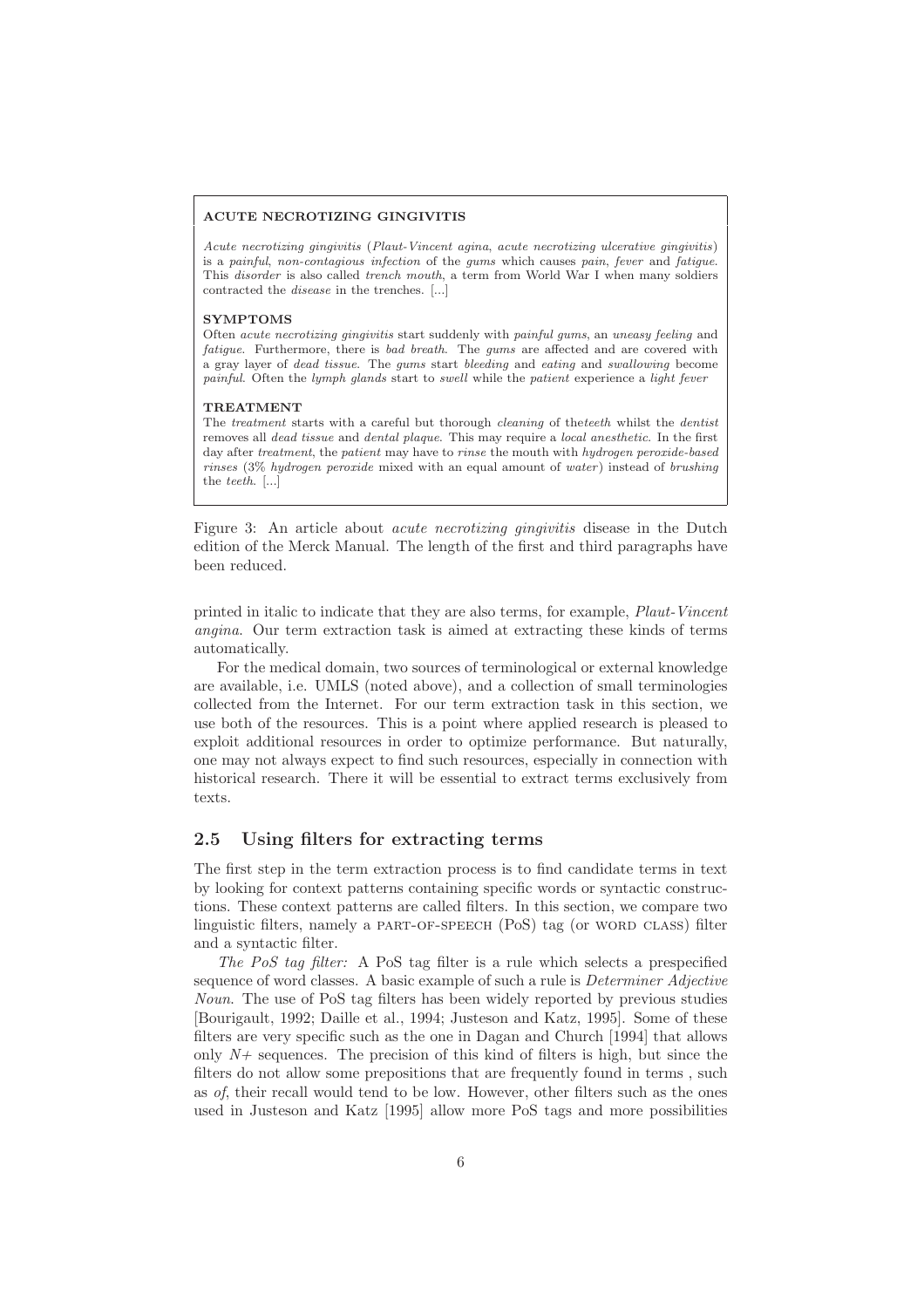**ACUTE NECROTIZING GINGIVITIS**

*Acute necrotizing gingivitis* (*Plaut-Vincent agina*, *acute necrotizing ulcerative gingivitis*) is a *painful*, *non-contagious infection* of the *gums* which causes *pain*, *fever* and *fatigue*. This *disorder* is also called *trench mouth*, a term from World War I when many soldiers contracted the *disease* in the trenches. [...]

**SYMPTOMS**

Often *acute necrotizing gingivitis* start suddenly with *painful gums*, an *uneasy feeling* and *fatigue*. Furthermore, there is *bad breath*. The *gums* are affected and are covered with a gray layer of *dead tissue*. The *gums* start *bleeding* and *eating* and *swallowing* become *painful*. Often the *lymph glands* start to *swell* while the *patient* experience a *light fever*

**TREATMENT**

The *treatment* starts with a careful but thorough *cleaning* of the*teeth* whilst the *dentist* removes all *dead tissue* and *dental plaque*. This may require a *local anesthetic*. In the first day after *treatment*, the *patient* may have to *rinse* the mouth with *hydrogen peroxide-based rinses* (3% *hydrogen peroxide* mixed with an equal amount of *water*) instead of *brushing* the *teeth*. [...]

Figure 3: An article about *acute necrotizing gingivitis* disease in the Dutch edition of the Merck Manual. The length of the first and third paragraphs have been reduced.

printed in italic to indicate that they are also terms, for example, *Plaut-Vincent angina*. Our term extraction task is aimed at extracting these kinds of terms automatically.

For the medical domain, two sources of terminological or external knowledge are available, i.e. UMLS (noted above), and a collection of small terminologies collected from the Internet. For our term extraction task in this section, we use both of the resources. This is a point where applied research is pleased to exploit additional resources in order to optimize performance. But naturally, one may not always expect to find such resources, especially in connection with historical research. There it will be essential to extract terms exclusively from texts.

## 2.5 Using filters for extracting terms

The first step in the term extraction process is to find candidate terms in text by looking for context patterns containing specific words or syntactic constructions. These context patterns are called filters. In this section, we compare two linguistic filters, namely a PART-OF-SPEECH (PoS) tag (or WORD CLASS) filter and a syntactic filter.

*The PoS tag filter:* A PoS tag filter is a rule which selects a prespecified sequence of word classes. A basic example of such a rule is *Determiner Adjective Noun*. The use of PoS tag filters has been widely reported by previous studies [Bourigault, 1992; Daille et al., 1994; Justeson and Katz, 1995]. Some of these filters are very specific such as the one in Dagan and Church [1994] that allows only *N+* sequences. The precision of this kind of filters is high, but since the filters do not allow some prepositions that are frequently found in terms , such as *of*, their recall would tend to be low. However, other filters such as the ones used in Justeson and Katz [1995] allow more PoS tags and more possibilities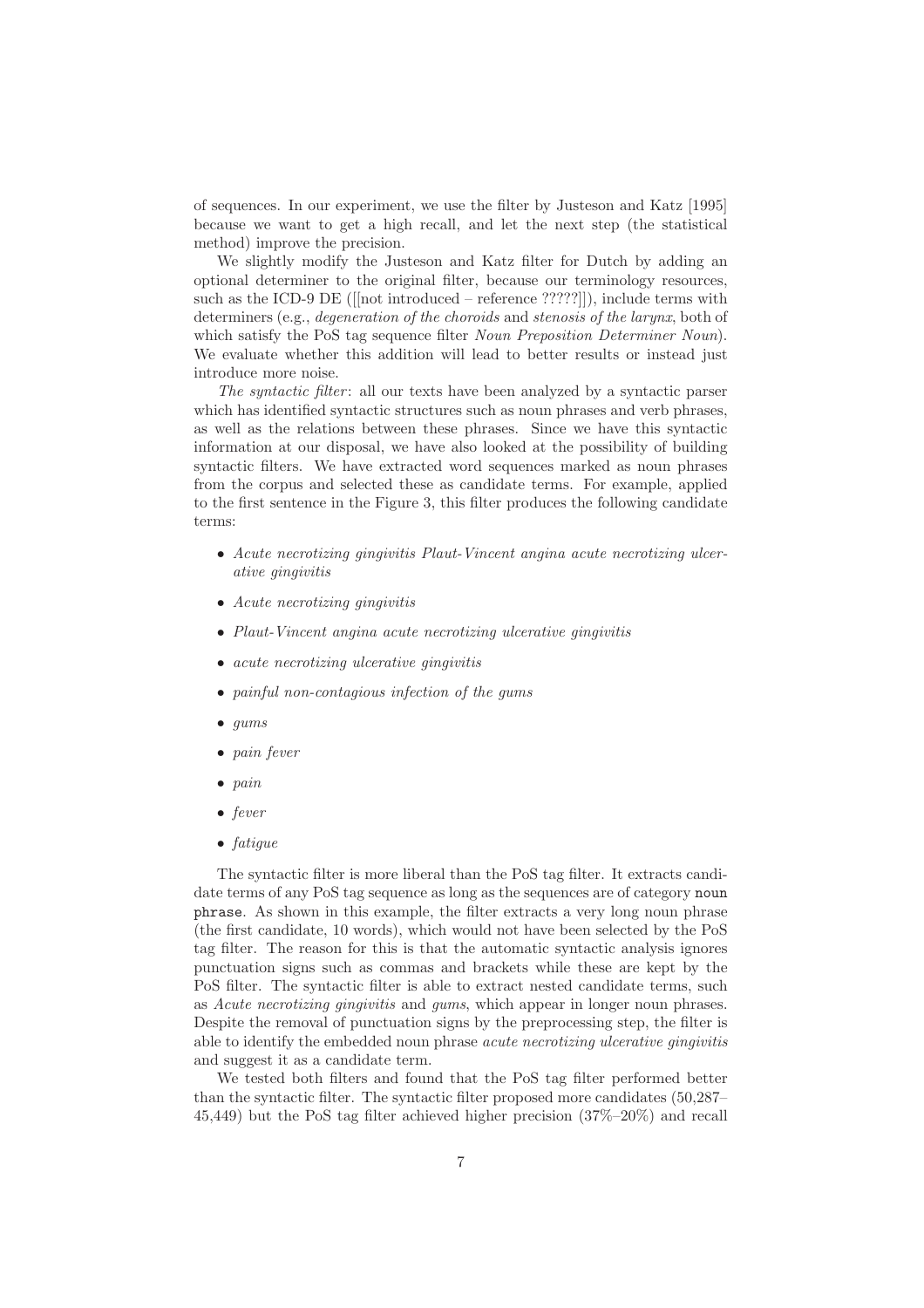of sequences. In our experiment, we use the filter by Justeson and Katz [1995] because we want to get a high recall, and let the next step (the statistical method) improve the precision.

We slightly modify the Justeson and Katz filter for Dutch by adding an optional determiner to the original filter, because our terminology resources, such as the ICD-9 DE ([[not introduced – reference ?????]]), include terms with determiners (e.g., *degeneration of the choroids* and *stenosis of the larynx*, both of which satisfy the PoS tag sequence filter *Noun Preposition Determiner Noun*). We evaluate whether this addition will lead to better results or instead just introduce more noise.

*The syntactic filter*: all our texts have been analyzed by a syntactic parser which has identified syntactic structures such as noun phrases and verb phrases, as well as the relations between these phrases. Since we have this syntactic information at our disposal, we have also looked at the possibility of building syntactic filters. We have extracted word sequences marked as noun phrases from the corpus and selected these as candidate terms. For example, applied to the first sentence in the Figure 3, this filter produces the following candidate terms:

- *Acute necrotizing gingivitis Plaut-Vincent angina acute necrotizing ulcerative gingivitis*
- *Acute necrotizing gingivitis*
- *Plaut-Vincent angina acute necrotizing ulcerative gingivitis*
- *acute necrotizing ulcerative gingivitis*
- *painful non-contagious infection of the gums*
- *gums*
- *pain fever*
- *pain*
- *fever*
- *fatigue*

The syntactic filter is more liberal than the PoS tag filter. It extracts candidate terms of any PoS tag sequence as long as the sequences are of category `noun phrase`. As shown in this example, the filter extracts a very long noun phrase (the first candidate, 10 words), which would not have been selected by the PoS tag filter. The reason for this is that the automatic syntactic analysis ignores punctuation signs such as commas and brackets while these are kept by the PoS filter. The syntactic filter is able to extract nested candidate terms, such as *Acute necrotizing gingivitis* and *gums*, which appear in longer noun phrases. Despite the removal of punctuation signs by the preprocessing step, the filter is able to identify the embedded noun phrase *acute necrotizing ulcerative gingivitis* and suggest it as a candidate term.

We tested both filters and found that the PoS tag filter performed better than the syntactic filter. The syntactic filter proposed more candidates (50,287–45,449) but the PoS tag filter achieved higher precision (37%–20%) and recall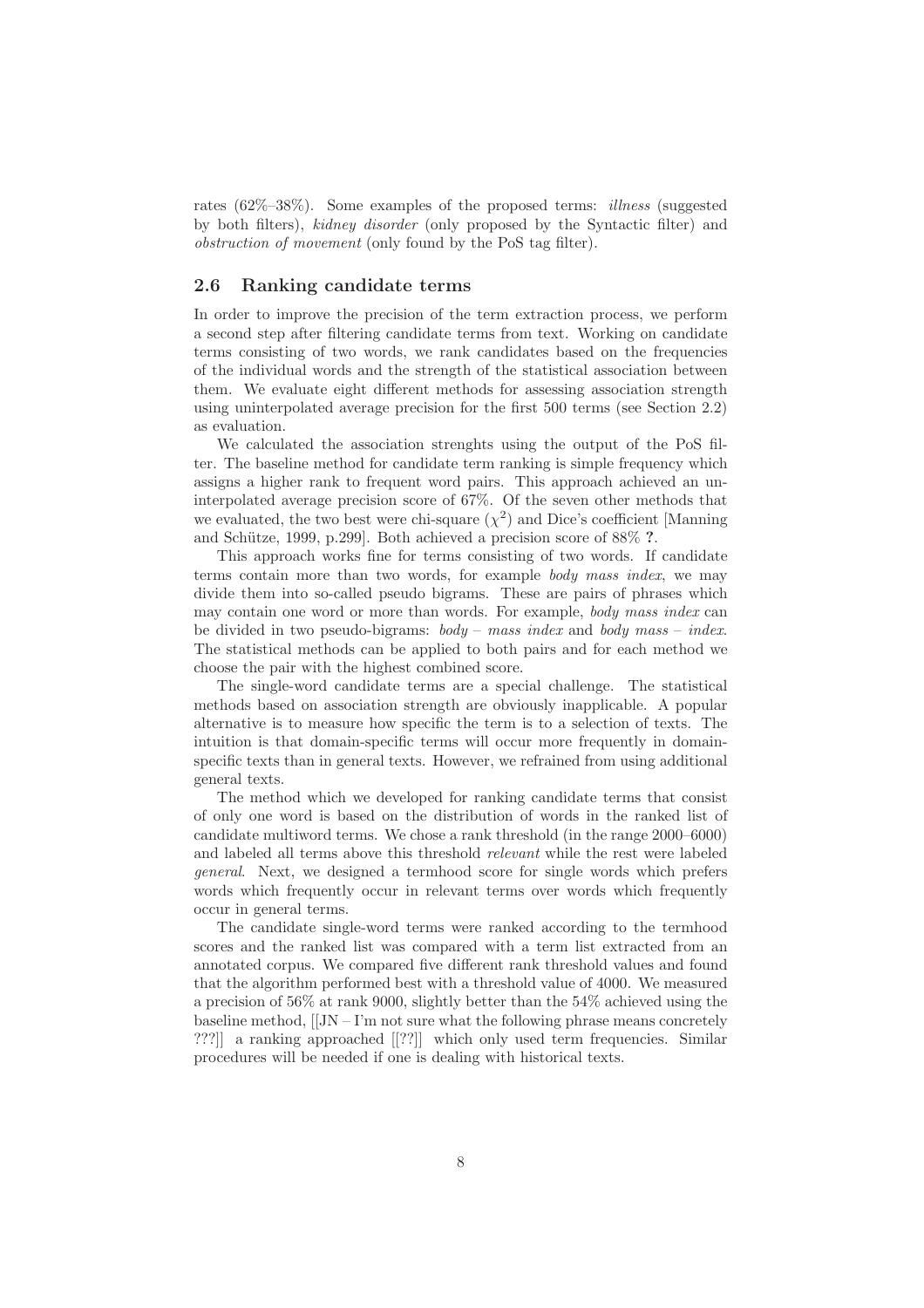rates (62%–38%). Some examples of the proposed terms: *illness* (suggested by both filters), *kidney disorder* (only proposed by the Syntactic filter) and *obstruction of movement* (only found by the PoS tag filter).

### 2.6 Ranking candidate terms

In order to improve the precision of the term extraction process, we perform a second step after filtering candidate terms from text. Working on candidate terms consisting of two words, we rank candidates based on the frequencies of the individual words and the strength of the statistical association between them. We evaluate eight different methods for assessing association strength using uninterpolated average precision for the first 500 terms (see Section 2.2) as evaluation.

We calculated the association strenghts using the output of the PoS filter. The baseline method for candidate term ranking is simple frequency which assigns a higher rank to frequent word pairs. This approach achieved an uninterpolated average precision score of 67%. Of the seven other methods that we evaluated, the two best were chi-square ($\chi^2$) and Dice's coefficient [Manning and Schütze, 1999, p.299]. Both achieved a precision score of 88% **?**.

This approach works fine for terms consisting of two words. If candidate terms contain more than two words, for example *body mass index*, we may divide them into so-called pseudo bigrams. These are pairs of phrases which may contain one word or more than words. For example, *body mass index* can be divided in two pseudo-bigrams: *body – mass index* and *body mass – index*. The statistical methods can be applied to both pairs and for each method we choose the pair with the highest combined score.

The single-word candidate terms are a special challenge. The statistical methods based on association strength are obviously inapplicable. A popular alternative is to measure how specific the term is to a selection of texts. The intuition is that domain-specific terms will occur more frequently in domain-specific texts than in general texts. However, we refrained from using additional general texts.

The method which we developed for ranking candidate terms that consist of only one word is based on the distribution of words in the ranked list of candidate multiword terms. We chose a rank threshold (in the range 2000–6000) and labeled all terms above this threshold *relevant* while the rest were labeled *general*. Next, we designed a termhood score for single words which prefers words which frequently occur in relevant terms over words which frequently occur in general terms.

The candidate single-word terms were ranked according to the termhood scores and the ranked list was compared with a term list extracted from an annotated corpus. We compared five different rank threshold values and found that the algorithm performed best with a threshold value of 4000. We measured a precision of 56% at rank 9000, slightly better than the 54% achieved using the baseline method, [[JN – I'm not sure what the following phrase means concretely ???]] a ranking approached [[??]] which only used term frequencies. Similar procedures will be needed if one is dealing with historical texts.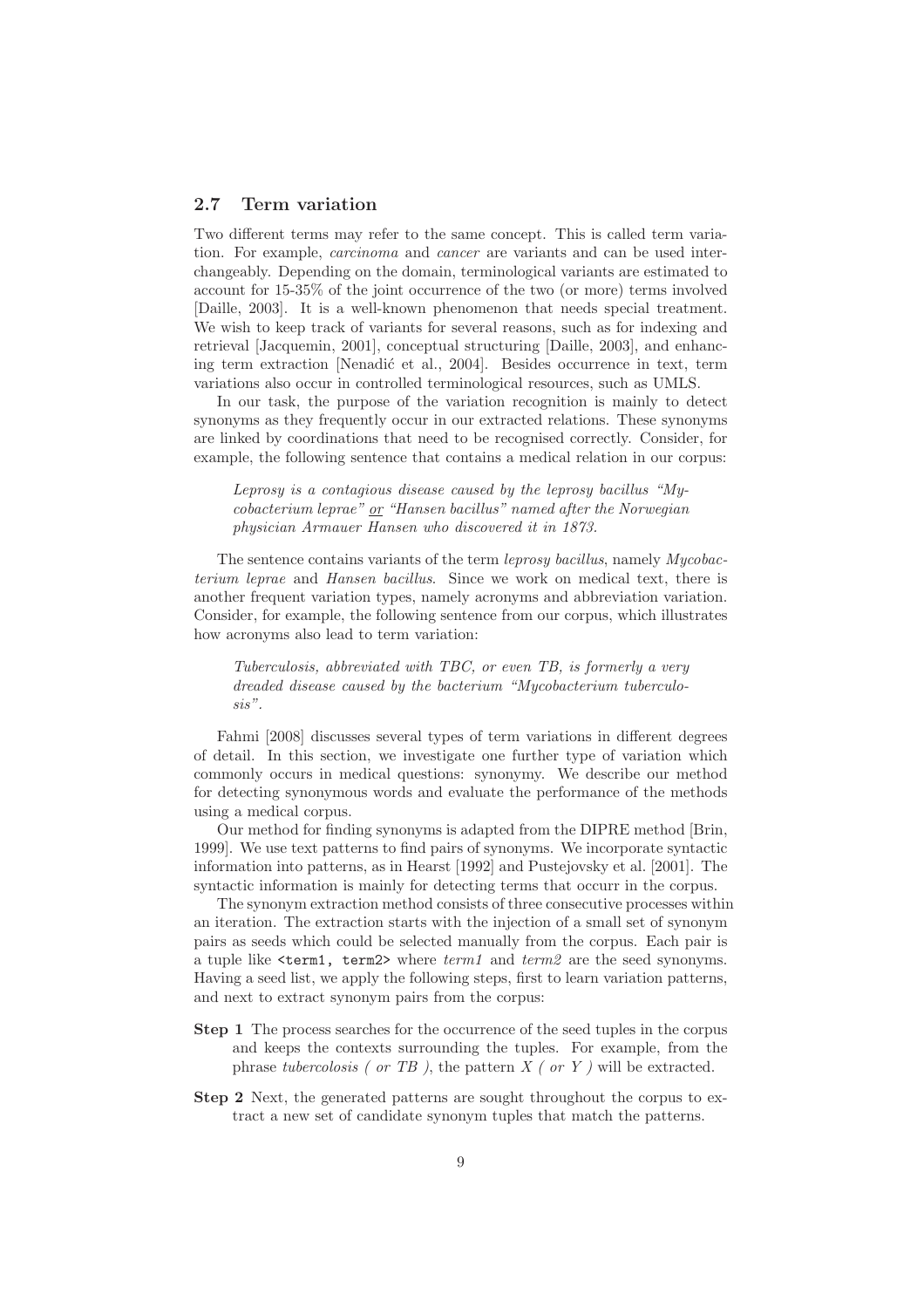## 2.7 Term variation

Two different terms may refer to the same concept. This is called term variation. For example, *carcinoma* and *cancer* are variants and can be used interchangeably. Depending on the domain, terminological variants are estimated to account for 15-35% of the joint occurrence of the two (or more) terms involved [Daille, 2003]. It is a well-known phenomenon that needs special treatment. We wish to keep track of variants for several reasons, such as for indexing and retrieval [Jacquemin, 2001], conceptual structuring [Daille, 2003], and enhancing term extraction [Nenadić et al., 2004]. Besides occurrence in text, term variations also occur in controlled terminological resources, such as UMLS.

In our task, the purpose of the variation recognition is mainly to detect synonyms as they frequently occur in our extracted relations. These synonyms are linked by coordinations that need to be recognised correctly. Consider, for example, the following sentence that contains a medical relation in our corpus:

> *Leprosy is a contagious disease caused by the leprosy bacillus "Mycobacterium leprae" or "Hansen bacillus" named after the Norwegian physician Armauer Hansen who discovered it in 1873.*

The sentence contains variants of the term *leprosy bacillus*, namely *Mycobacterium leprae* and *Hansen bacillus*. Since we work on medical text, there is another frequent variation types, namely acronyms and abbreviation variation. Consider, for example, the following sentence from our corpus, which illustrates how acronyms also lead to term variation:

> *Tuberculosis, abbreviated with TBC, or even TB, is formerly a very dreaded disease caused by the bacterium "Mycobacterium tuberculosis".*

Fahmi [2008] discusses several types of term variations in different degrees of detail. In this section, we investigate one further type of variation which commonly occurs in medical questions: synonymy. We describe our method for detecting synonymous words and evaluate the performance of the methods using a medical corpus.

Our method for finding synonyms is adapted from the DIPRE method [Brin, 1999]. We use text patterns to find pairs of synonyms. We incorporate syntactic information into patterns, as in Hearst [1992] and Pustejovsky et al. [2001]. The syntactic information is mainly for detecting terms that occurr in the corpus.

The synonym extraction method consists of three consecutive processes within an iteration. The extraction starts with the injection of a small set of synonym pairs as seeds which could be selected manually from the corpus. Each pair is a tuple like `<term1, term2>` where *term1* and *term2* are the seed synonyms. Having a seed list, we apply the following steps, first to learn variation patterns, and next to extract synonym pairs from the corpus:

- **Step 1** The process searches for the occurrence of the seed tuples in the corpus and keeps the contexts surrounding the tuples. For example, from the phrase *tubercolosis ( or TB )*, the pattern *X ( or Y )* will be extracted.
- **Step 2** Next, the generated patterns are sought throughout the corpus to extract a new set of candidate synonym tuples that match the patterns.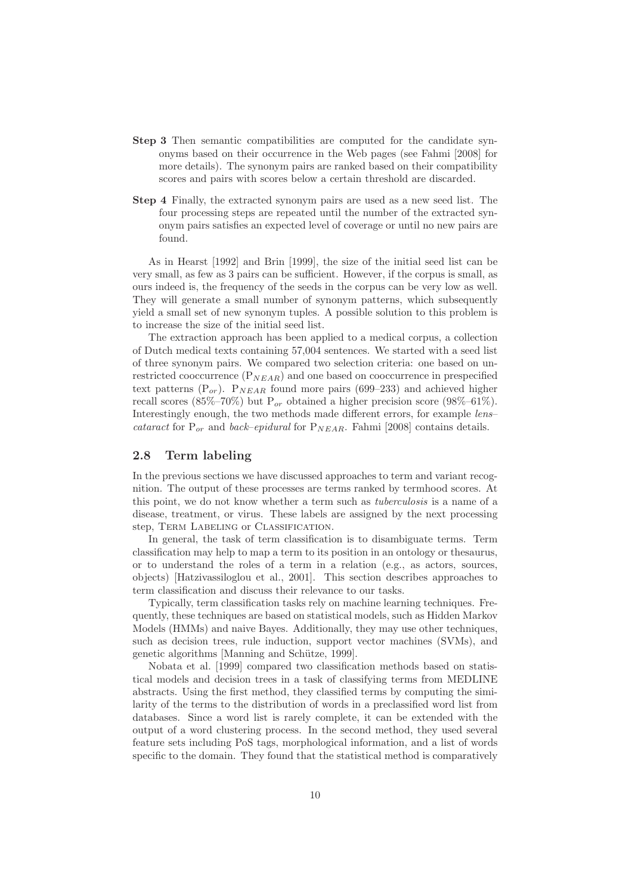**Step 3** Then semantic compatibilities are computed for the candidate synonyms based on their occurrence in the Web pages (see Fahmi [2008] for more details). The synonym pairs are ranked based on their compatibility scores and pairs with scores below a certain threshold are discarded.

**Step 4** Finally, the extracted synonym pairs are used as a new seed list. The four processing steps are repeated until the number of the extracted synonym pairs satisfies an expected level of coverage or until no new pairs are found.

As in Hearst [1992] and Brin [1999], the size of the initial seed list can be very small, as few as 3 pairs can be sufficient. However, if the corpus is small, as ours indeed is, the frequency of the seeds in the corpus can be very low as well. They will generate a small number of synonym patterns, which subsequently yield a small set of new synonym tuples. A possible solution to this problem is to increase the size of the initial seed list.

The extraction approach has been applied to a medical corpus, a collection of Dutch medical texts containing 57,004 sentences. We started with a seed list of three synonym pairs. We compared two selection criteria: one based on unrestricted cooccurrence ($P_{NEAR}$) and one based on cooccurrence in prespecified text patterns ($P_{or}$). $P_{NEAR}$ found more pairs (699–233) and achieved higher recall scores (85%–70%) but $P_{or}$ obtained a higher precision score (98%–61%). Interestingly enough, the two methods made different errors, for example *lens–cataract* for $P_{or}$ and *back–epidural* for $P_{NEAR}$. Fahmi [2008] contains details.

## 2.8 Term labeling

In the previous sections we have discussed approaches to term and variant recognition. The output of these processes are terms ranked by termhood scores. At this point, we do not know whether a term such as *tuberculosis* is a name of a disease, treatment, or virus. These labels are assigned by the next processing step, Term Labeling or Classification.

In general, the task of term classification is to disambiguate terms. Term classification may help to map a term to its position in an ontology or thesaurus, or to understand the roles of a term in a relation (e.g., as actors, sources, objects) [Hatzivassiloglou et al., 2001]. This section describes approaches to term classification and discuss their relevance to our tasks.

Typically, term classification tasks rely on machine learning techniques. Frequently, these techniques are based on statistical models, such as Hidden Markov Models (HMMs) and naive Bayes. Additionally, they may use other techniques, such as decision trees, rule induction, support vector machines (SVMs), and genetic algorithms [Manning and Schütze, 1999].

Nobata et al. [1999] compared two classification methods based on statistical models and decision trees in a task of classifying terms from MEDLINE abstracts. Using the first method, they classified terms by computing the similarity of the terms to the distribution of words in a preclassified word list from databases. Since a word list is rarely complete, it can be extended with the output of a word clustering process. In the second method, they used several feature sets including PoS tags, morphological information, and a list of words specific to the domain. They found that the statistical method is comparatively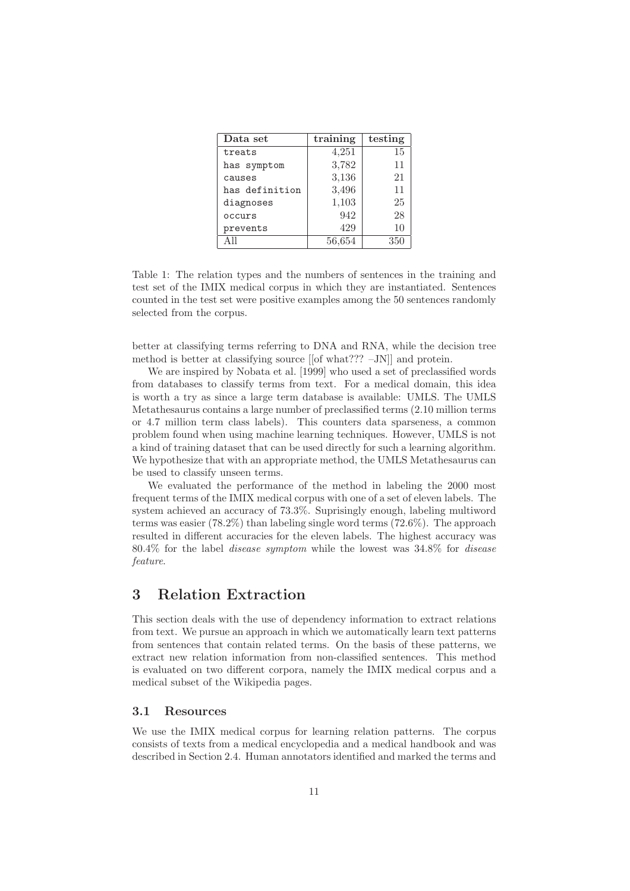| Data set | training | testing |
|---|---|---|
| treats | 4,251 | 15 |
| has symptom | 3,782 | 11 |
| causes | 3,136 | 21 |
| has definition | 3,496 | 11 |
| diagnoses | 1,103 | 25 |
| occurs | 942 | 28 |
| prevents | 429 | 10 |
| All | 56,654 | 350 |

Table 1: The relation types and the numbers of sentences in the training and test set of the IMIX medical corpus in which they are instantiated. Sentences counted in the test set were positive examples among the 50 sentences randomly selected from the corpus.

better at classifying terms referring to DNA and RNA, while the decision tree method is better at classifying source [[of what??? –JN]] and protein.

We are inspired by Nobata et al. [1999] who used a set of preclassified words from databases to classify terms from text. For a medical domain, this idea is worth a try as since a large term database is available: UMLS. The UMLS Metathesaurus contains a large number of preclassified terms (2.10 million terms or 4.7 million term class labels). This counters data sparseness, a common problem found when using machine learning techniques. However, UMLS is not a kind of training dataset that can be used directly for such a learning algorithm. We hypothesize that with an appropriate method, the UMLS Metathesaurus can be used to classify unseen terms.

We evaluated the performance of the method in labeling the 2000 most frequent terms of the IMIX medical corpus with one of a set of eleven labels. The system achieved an accuracy of 73.3%. Suprisingly enough, labeling multiword terms was easier (78.2%) than labeling single word terms (72.6%). The approach resulted in different accuracies for the eleven labels. The highest accuracy was 80.4% for the label *disease symptom* while the lowest was 34.8% for *disease feature*.

# 3 Relation Extraction

This section deals with the use of dependency information to extract relations from text. We pursue an approach in which we automatically learn text patterns from sentences that contain related terms. On the basis of these patterns, we extract new relation information from non-classified sentences. This method is evaluated on two different corpora, namely the IMIX medical corpus and a medical subset of the Wikipedia pages.

## 3.1 Resources

We use the IMIX medical corpus for learning relation patterns. The corpus consists of texts from a medical encyclopedia and a medical handbook and was described in Section 2.4. Human annotators identified and marked the terms and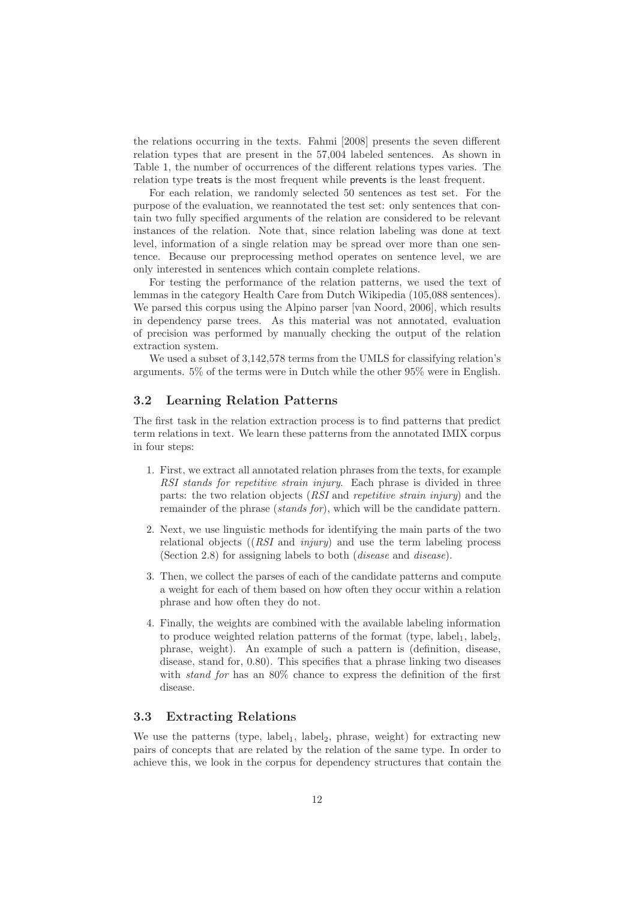the relations occurring in the texts. Fahmi [2008] presents the seven different relation types that are present in the 57,004 labeled sentences. As shown in Table 1, the number of occurrences of the different relations types varies. The relation type treats is the most frequent while prevents is the least frequent.

For each relation, we randomly selected 50 sentences as test set. For the purpose of the evaluation, we reannotated the test set: only sentences that contain two fully specified arguments of the relation are considered to be relevant instances of the relation. Note that, since relation labeling was done at text level, information of a single relation may be spread over more than one sentence. Because our preprocessing method operates on sentence level, we are only interested in sentences which contain complete relations.

For testing the performance of the relation patterns, we used the text of lemmas in the category Health Care from Dutch Wikipedia (105,088 sentences). We parsed this corpus using the Alpino parser [van Noord, 2006], which results in dependency parse trees. As this material was not annotated, evaluation of precision was performed by manually checking the output of the relation extraction system.

We used a subset of 3,142,578 terms from the UMLS for classifying relation's arguments. 5% of the terms were in Dutch while the other 95% were in English.

### 3.2 Learning Relation Patterns

The first task in the relation extraction process is to find patterns that predict term relations in text. We learn these patterns from the annotated IMIX corpus in four steps:

1. First, we extract all annotated relation phrases from the texts, for example *RSI stands for repetitive strain injury*. Each phrase is divided in three parts: the two relation objects (*RSI* and *repetitive strain injury*) and the remainder of the phrase (*stands for*), which will be the candidate pattern.
2. Next, we use linguistic methods for identifying the main parts of the two relational objects ((*RSI* and *injury*) and use the term labeling process (Section 2.8) for assigning labels to both (*disease* and *disease*).
3. Then, we collect the parses of each of the candidate patterns and compute a weight for each of them based on how often they occur within a relation phrase and how often they do not.
4. Finally, the weights are combined with the available labeling information to produce weighted relation patterns of the format (type, $\text{label}_1$, $\text{label}_2$, phrase, weight). An example of such a pattern is (definition, disease, disease, stand for, 0.80). This specifies that a phrase linking two diseases with *stand for* has an 80% chance to express the definition of the first disease.

### 3.3 Extracting Relations

We use the patterns (type, $\text{label}_1$, $\text{label}_2$, phrase, weight) for extracting new pairs of concepts that are related by the relation of the same type. In order to achieve this, we look in the corpus for dependency structures that contain the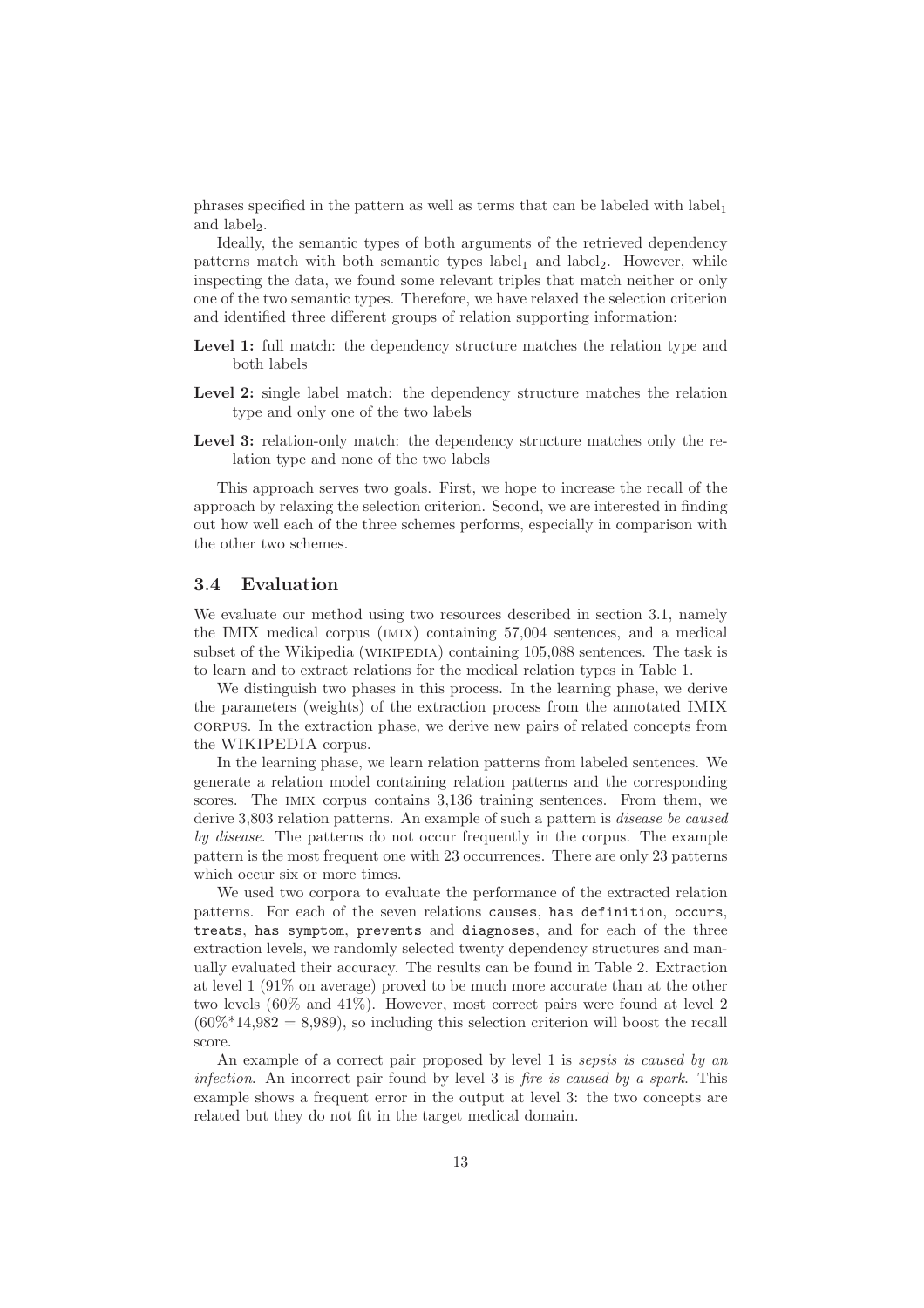phrases specified in the pattern as well as terms that can be labeled with $\text{label}_1$ and $\text{label}_2$.

Ideally, the semantic types of both arguments of the retrieved dependency patterns match with both semantic types $\text{label}_1$ and $\text{label}_2$. However, while inspecting the data, we found some relevant triples that match neither or only one of the two semantic types. Therefore, we have relaxed the selection criterion and identified three different groups of relation supporting information:

**Level 1:** full match: the dependency structure matches the relation type and both labels

**Level 2:** single label match: the dependency structure matches the relation type and only one of the two labels

**Level 3:** relation-only match: the dependency structure matches only the relation type and none of the two labels

This approach serves two goals. First, we hope to increase the recall of the approach by relaxing the selection criterion. Second, we are interested in finding out how well each of the three schemes performs, especially in comparison with the other two schemes.

### 3.4 Evaluation

We evaluate our method using two resources described in section 3.1, namely the IMIX medical corpus (IMIX) containing 57,004 sentences, and a medical subset of the Wikipedia (WIKIPEDIA) containing 105,088 sentences. The task is to learn and to extract relations for the medical relation types in Table 1.

We distinguish two phases in this process. In the learning phase, we derive the parameters (weights) of the extraction process from the annotated IMIX CORPUS. In the extraction phase, we derive new pairs of related concepts from the WIKIPEDIA corpus.

In the learning phase, we learn relation patterns from labeled sentences. We generate a relation model containing relation patterns and the corresponding scores. The IMIX corpus contains 3,136 training sentences. From them, we derive 3,803 relation patterns. An example of such a pattern is *disease be caused by disease*. The patterns do not occur frequently in the corpus. The example pattern is the most frequent one with 23 occurrences. There are only 23 patterns which occur six or more times.

We used two corpora to evaluate the performance of the extracted relation patterns. For each of the seven relations `causes`, `has definition`, `occurs`, `treats`, `has symptom`, `prevents` and `diagnoses`, and for each of the three extraction levels, we randomly selected twenty dependency structures and manually evaluated their accuracy. The results can be found in Table 2. Extraction at level 1 (91% on average) proved to be much more accurate than at the other two levels (60% and 41%). However, most correct pairs were found at level 2 (60%*14,982 = 8,989), so including this selection criterion will boost the recall score.

An example of a correct pair proposed by level 1 is *sepsis is caused by an infection*. An incorrect pair found by level 3 is *fire is caused by a spark*. This example shows a frequent error in the output at level 3: the two concepts are related but they do not fit in the target medical domain.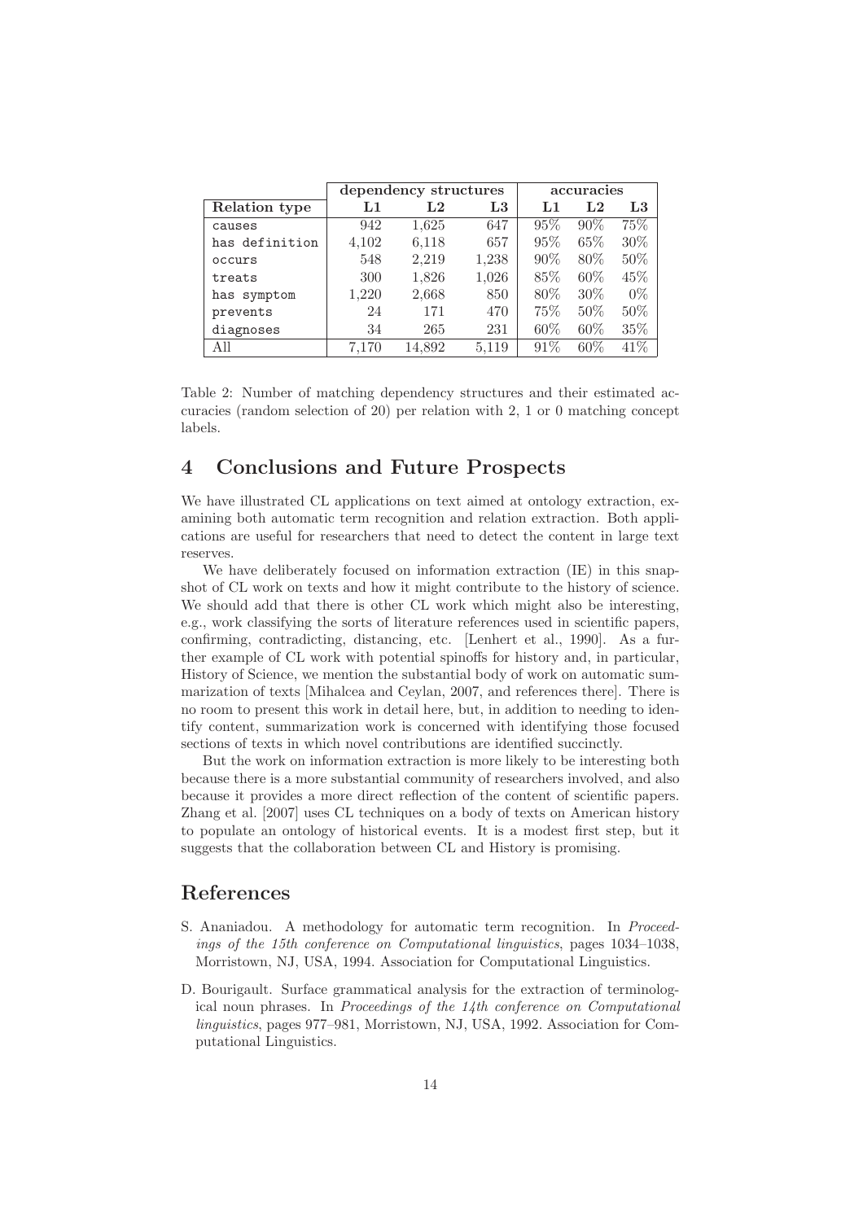| | dependency structures | | | accuracies | | |
|---|---|---|---|---|---|---|
| **Relation type** | **L1** | **L2** | **L3** | **L1** | **L2** | **L3** |
| causes | 942 | 1,625 | 647 | 95% | 90% | 75% |
| has definition | 4,102 | 6,118 | 657 | 95% | 65% | 30% |
| occurs | 548 | 2,219 | 1,238 | 90% | 80% | 50% |
| treats | 300 | 1,826 | 1,026 | 85% | 60% | 45% |
| has symptom | 1,220 | 2,668 | 850 | 80% | 30% | 0% |
| prevents | 24 | 171 | 470 | 75% | 50% | 50% |
| diagnoses | 34 | 265 | 231 | 60% | 60% | 35% |
| All | 7,170 | 14,892 | 5,119 | 91% | 60% | 41% |

Table 2: Number of matching dependency structures and their estimated accuracies (random selection of 20) per relation with 2, 1 or 0 matching concept labels.

## 4 Conclusions and Future Prospects

We have illustrated CL applications on text aimed at ontology extraction, examining both automatic term recognition and relation extraction. Both applications are useful for researchers that need to detect the content in large text reserves.

We have deliberately focused on information extraction (IE) in this snapshot of CL work on texts and how it might contribute to the history of science. We should add that there is other CL work which might also be interesting, e.g., work classifying the sorts of literature references used in scientific papers, confirming, contradicting, distancing, etc. [Lenhert et al., 1990]. As a further example of CL work with potential spinoffs for history and, in particular, History of Science, we mention the substantial body of work on automatic summarization of texts [Mihalcea and Ceylan, 2007, and references there]. There is no room to present this work in detail here, but, in addition to needing to identify content, summarization work is concerned with identifying those focused sections of texts in which novel contributions are identified succinctly.

But the work on information extraction is more likely to be interesting both because there is a more substantial community of researchers involved, and also because it provides a more direct reflection of the content of scientific papers. Zhang et al. [2007] uses CL techniques on a body of texts on American history to populate an ontology of historical events. It is a modest first step, but it suggests that the collaboration between CL and History is promising.

## References

- S. Ananiadou. A methodology for automatic term recognition. In *Proceedings of the 15th conference on Computational linguistics*, pages 1034–1038, Morristown, NJ, USA, 1994. Association for Computational Linguistics.
- D. Bourigault. Surface grammatical analysis for the extraction of terminological noun phrases. In *Proceedings of the 14th conference on Computational linguistics*, pages 977–981, Morristown, NJ, USA, 1992. Association for Computational Linguistics.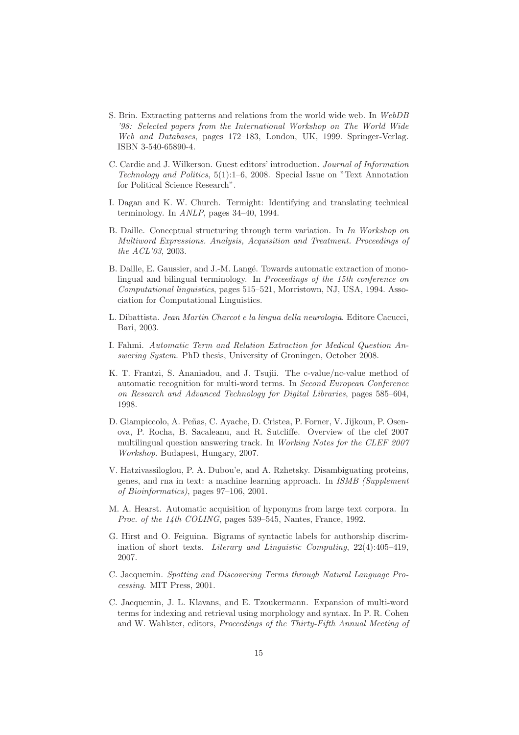S. Brin. Extracting patterns and relations from the world wide web. In *WebDB '98: Selected papers from the International Workshop on The World Wide Web and Databases*, pages 172–183, London, UK, 1999. Springer-Verlag. ISBN 3-540-65890-4.

C. Cardie and J. Wilkerson. Guest editors' introduction. *Journal of Information Technology and Politics*, 5(1):1–6, 2008. Special Issue on "Text Annotation for Political Science Research".

I. Dagan and K. W. Church. Termight: Identifying and translating technical terminology. In *ANLP*, pages 34–40, 1994.

B. Daille. Conceptual structuring through term variation. In *In Workshop on Multiword Expressions. Analysis, Acquisition and Treatment. Proceedings of the ACL'03*, 2003.

B. Daille, E. Gaussier, and J.-M. Langé. Towards automatic extraction of monolingual and bilingual terminology. In *Proceedings of the 15th conference on Computational linguistics*, pages 515–521, Morristown, NJ, USA, 1994. Association for Computational Linguistics.

L. Dibattista. *Jean Martin Charcot e la lingua della neurologia*. Editore Cacucci, Bari, 2003.

I. Fahmi. *Automatic Term and Relation Extraction for Medical Question Answering System*. PhD thesis, University of Groningen, October 2008.

K. T. Frantzi, S. Ananiadou, and J. Tsujii. The c-value/nc-value method of automatic recognition for multi-word terms. In *Second European Conference on Research and Advanced Technology for Digital Libraries*, pages 585–604, 1998.

D. Giampiccolo, A. Peñas, C. Ayache, D. Cristea, P. Forner, V. Jijkoun, P. Osenova, P. Rocha, B. Sacaleanu, and R. Sutcliffe. Overview of the clef 2007 multilingual question answering track. In *Working Notes for the CLEF 2007 Workshop*. Budapest, Hungary, 2007.

V. Hatzivassiloglou, P. A. Dubou'e, and A. Rzhetsky. Disambiguating proteins, genes, and rna in text: a machine learning approach. In *ISMB (Supplement of Bioinformatics)*, pages 97–106, 2001.

M. A. Hearst. Automatic acquisition of hyponyms from large text corpora. In *Proc. of the 14th COLING*, pages 539–545, Nantes, France, 1992.

G. Hirst and O. Feiguina. Bigrams of syntactic labels for authorship discrimination of short texts. *Literary and Linguistic Computing*, 22(4):405–419, 2007.

C. Jacquemin. *Spotting and Discovering Terms through Natural Language Processing*. MIT Press, 2001.

C. Jacquemin, J. L. Klavans, and E. Tzoukermann. Expansion of multi-word terms for indexing and retrieval using morphology and syntax. In P. R. Cohen and W. Wahlster, editors, *Proceedings of the Thirty-Fifth Annual Meeting of*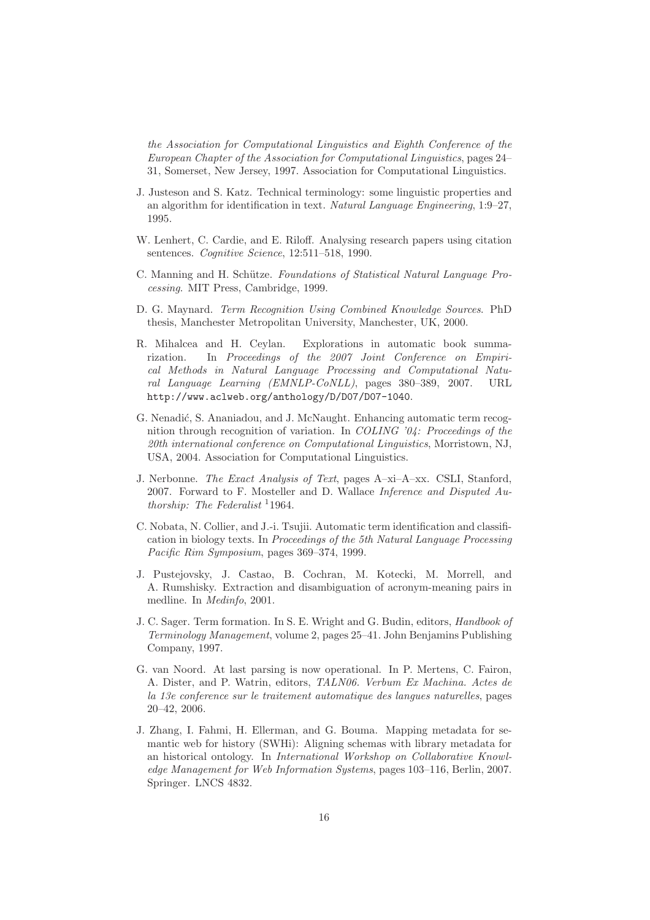*the Association for Computational Linguistics and Eighth Conference of the European Chapter of the Association for Computational Linguistics*, pages 24–31, Somerset, New Jersey, 1997. Association for Computational Linguistics.

J. Justeson and S. Katz. Technical terminology: some linguistic properties and an algorithm for identification in text. *Natural Language Engineering*, 1:9–27, 1995.

W. Lenhert, C. Cardie, and E. Riloff. Analysing research papers using citation sentences. *Cognitive Science*, 12:511–518, 1990.

C. Manning and H. Schütze. *Foundations of Statistical Natural Language Processing*. MIT Press, Cambridge, 1999.

D. G. Maynard. *Term Recognition Using Combined Knowledge Sources*. PhD thesis, Manchester Metropolitan University, Manchester, UK, 2000.

R. Mihalcea and H. Ceylan. Explorations in automatic book summarization. In *Proceedings of the 2007 Joint Conference on Empirical Methods in Natural Language Processing and Computational Natural Language Learning (EMNLP-CoNLL)*, pages 380–389, 2007. URL http://www.aclweb.org/anthology/D/D07/D07-1040.

G. Nenadić, S. Ananiadou, and J. McNaught. Enhancing automatic term recognition through recognition of variation. In *COLING '04: Proceedings of the 20th international conference on Computational Linguistics*, Morristown, NJ, USA, 2004. Association for Computational Linguistics.

J. Nerbonne. *The Exact Analysis of Text*, pages A–xi–A–xx. CSLI, Stanford, 2007. Forward to F. Mosteller and D. Wallace *Inference and Disputed Authorship: The Federalist* [1]1964.

C. Nobata, N. Collier, and J.-i. Tsujii. Automatic term identification and classification in biology texts. In *Proceedings of the 5th Natural Language Processing Pacific Rim Symposium*, pages 369–374, 1999.

J. Pustejovsky, J. Castao, B. Cochran, M. Kotecki, M. Morrell, and A. Rumshisky. Extraction and disambiguation of acronym-meaning pairs in medline. In *Medinfo*, 2001.

J. C. Sager. Term formation. In S. E. Wright and G. Budin, editors, *Handbook of Terminology Management*, volume 2, pages 25–41. John Benjamins Publishing Company, 1997.

G. van Noord. At last parsing is now operational. In P. Mertens, C. Fairon, A. Dister, and P. Watrin, editors, *TALN06. Verbum Ex Machina. Actes de la 13e conference sur le traitement automatique des langues naturelles*, pages 20–42, 2006.

J. Zhang, I. Fahmi, H. Ellerman, and G. Bouma. Mapping metadata for semantic web for history (SWHi): Aligning schemas with library metadata for an historical ontology. In *International Workshop on Collaborative Knowledge Management for Web Information Systems*, pages 103–116, Berlin, 2007. Springer. LNCS 4832.